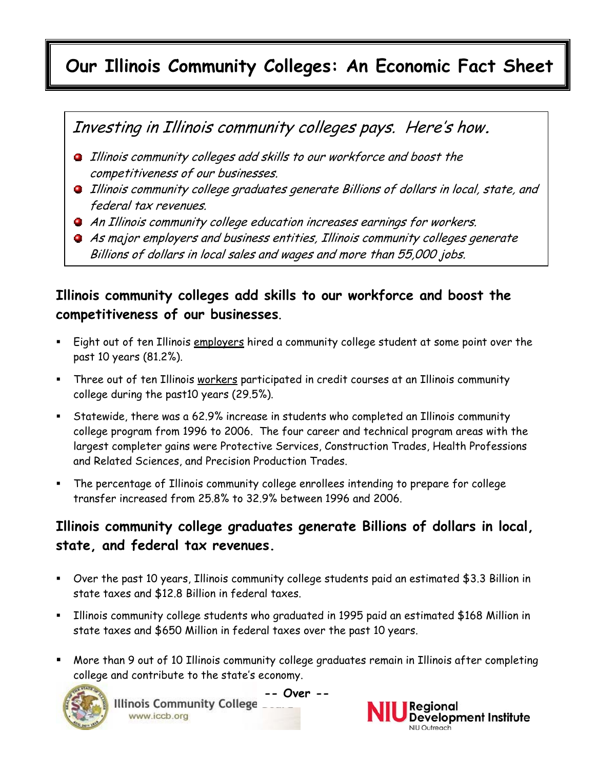# Our Illinois Community Colleges: An Economic Fact Sheet

*Investing in Illinois community colleges pays. Here's how.*

- *Illinois community colleges add skills to our workforce and boost the competitiveness of our businesses.*
- *Illinois community college graduates generate Billions of dollars in local, state, and federal tax revenues.*
- *An Illinois community college education increases earnings for workers.*
- *As major employers and business entities, Illinois community colleges generate Billions of dollars in local sales and wages and more than 55,000 jobs.*

## Illinois community colleges add skills to our workforce and boost the competitiveness of our businesses.

- Eight out of ten Illinois employers hired a community college student at some point over the past 10 years (81.2%).
- Three out of ten Illinois workers participated in credit courses at an Illinois community college during the past10 years (29.5%).
- Statewide, there was a 62.9% increase in students who completed an Illinois community college program from 1996 to 2006. The four career and technical program areas with the largest completer gains were Protective Services, Construction Trades, Health Professions and Related Sciences, and Precision Production Trades.
- The percentage of Illinois community college enrollees intending to prepare for college transfer increased from 25.8% to 32.9% between 1996 and 2006.

## Illinois community college graduates generate Billions of dollars in local, state, and federal tax revenues.

- Over the past 10 years, Illinois community college students paid an estimated $3.3 Billion in state taxes and $12.8 Billion in federal taxes.
- Illinois community college students who graduated in 1995 paid an estimated $168 Million in state taxes and $650 Million in federal taxes over the past 10 years.
- More than 9 out of 10 Illinois community college graduates remain in Illinois after completing college and contribute to the state's economy.

-- Over --

Illinois Community College Board
www.iccb.org

NIU Regional Development Institute
NIU Outreach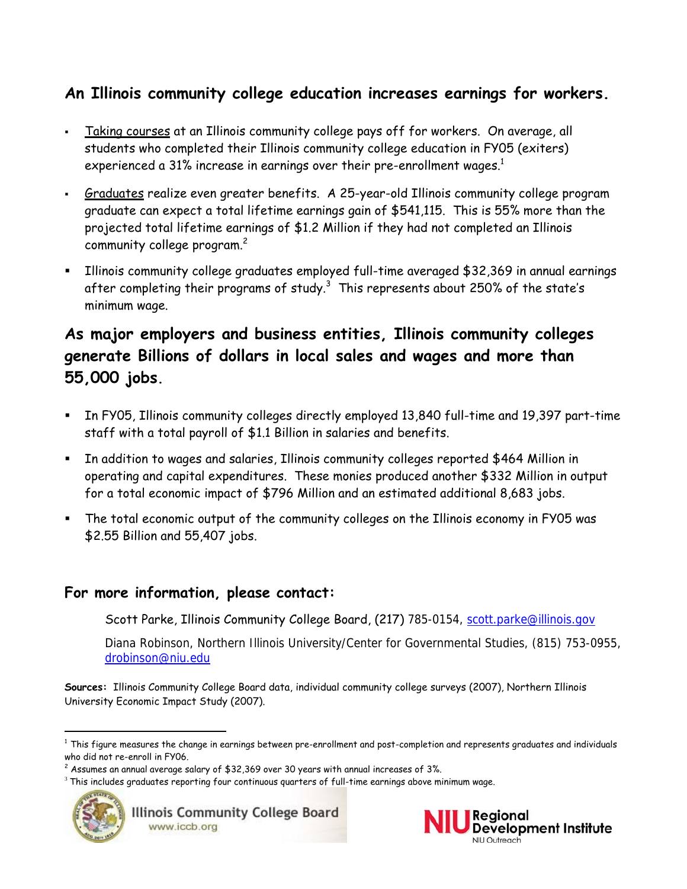## An Illinois community college education increases earnings for workers.

- Taking courses at an Illinois community college pays off for workers. On average, all students who completed their Illinois community college education in FY05 (exiters) experienced a 31% increase in earnings over their pre-enrollment wages.[1]
- Graduates realize even greater benefits. A 25-year-old Illinois community college program graduate can expect a total lifetime earnings gain of $541,115. This is 55% more than the projected total lifetime earnings of $1.2 Million if they had not completed an Illinois community college program.[2]
- Illinois community college graduates employed full-time averaged $32,369 in annual earnings after completing their programs of study.[3] This represents about 250% of the state's minimum wage.

## As major employers and business entities, Illinois community colleges generate Billions of dollars in local sales and wages and more than 55,000 jobs.

- In FY05, Illinois community colleges directly employed 13,840 full-time and 19,397 part-time staff with a total payroll of $1.1 Billion in salaries and benefits.
- In addition to wages and salaries, Illinois community colleges reported $464 Million in operating and capital expenditures. These monies produced another $332 Million in output for a total economic impact of $796 Million and an estimated additional 8,683 jobs.
- The total economic output of the community colleges on the Illinois economy in FY05 was $2.55 Billion and 55,407 jobs.

### For more information, please contact:

Scott Parke, Illinois Community College Board, (217) 785-0154, scott.parke@illinois.gov

Diana Robinson, Northern Illinois University/Center for Governmental Studies, (815) 753-0955, drobinson@niu.edu

**Sources:** Illinois Community College Board data, individual community college surveys (2007), Northern Illinois University Economic Impact Study (2007).

---

[1] This figure measures the change in earnings between pre-enrollment and post-completion and represents graduates and individuals who did not re-enroll in FY06.

[2] Assumes an annual average salary of $32,369 over 30 years with annual increases of 3%.

[3] This includes graduates reporting four continuous quarters of full-time earnings above minimum wage.

Illinois Community College Board www.iccb.org

NIU Regional Development Institute NIU Outreach